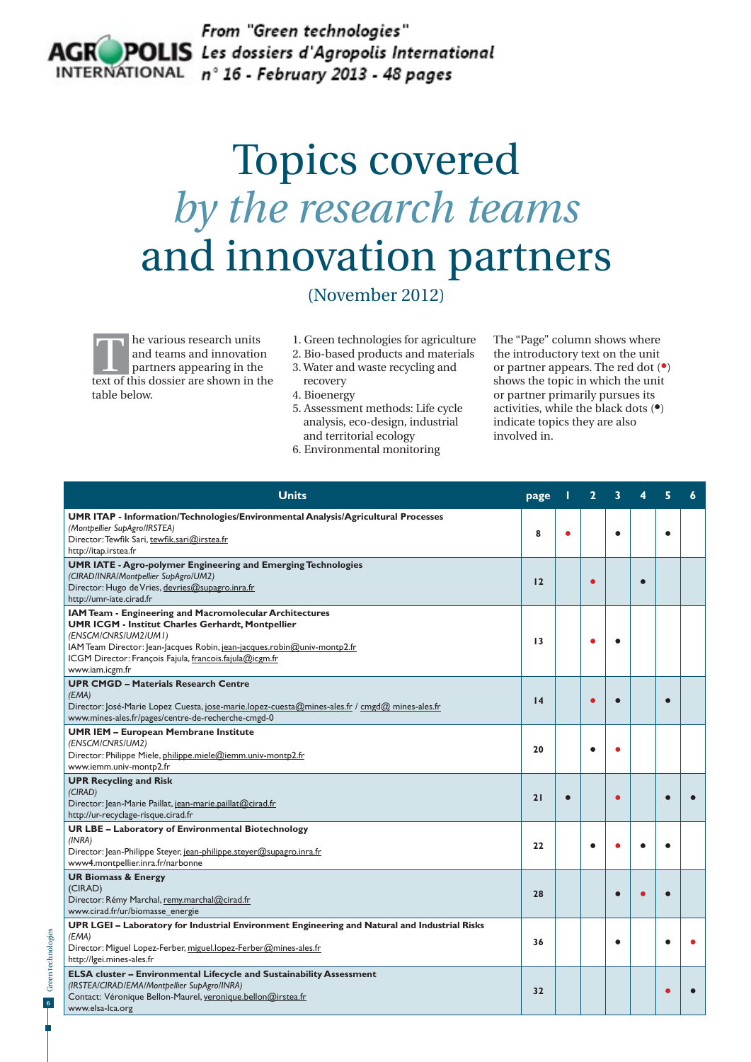From "Green technologies"
Les dossiers d'Agropolis International
n° 16 - February 2013 - 48 pages

# Topics covered *by the research teams* and innovation partners

(November 2012)

The various research units and teams and innovation partners appearing in the text of this dossier are shown in the table below.

1. Green technologies for agriculture
2. Bio-based products and materials
3. Water and waste recycling and recovery
4. Bioenergy
5. Assessment methods: Life cycle analysis, eco-design, industrial and territorial ecology
6. Environmental monitoring

The "Page" column shows where the introductory text on the unit or partner appears. The red dot (●) shows the topic in which the unit or partner primarily pursues its activities, while the black dots (●) indicate topics they are also involved in.

| Units | page | 1 | 2 | 3 | 4 | 5 | 6 |
|---|---|---|---|---|---|---|---|
| **UMR ITAP - Information/Technologies/Environmental Analysis/Agricultural Processes**<br>*(Montpellier SupAgro/IRSTEA)*<br>Director: Tewfik Sari, tewfik.sari@irstea.fr<br>http://itap.irstea.fr | 8 | ● (red) | | ● | | ● | |
| **UMR IATE - Agro-polymer Engineering and Emerging Technologies**<br>*(CIRAD/INRA/Montpellier SupAgro/UM2)*<br>Director: Hugo de Vries, devries@supagro.inra.fr<br>http://umr-iate.cirad.fr | 12 | | ● (red) | | ● | | |
| **IAM Team - Engineering and Macromolecular Architectures**<br>**UMR ICGM - Institut Charles Gerhardt, Montpellier**<br>*(ENSCM/CNRS/UM2/UM1)*<br>IAM Team Director: Jean-Jacques Robin, jean-jacques.robin@univ-montp2.fr<br>ICGM Director: François Fajula, francois.fajula@icgm.fr<br>www.iam.icgm.fr | 13 | | ● (red) | ● | | | |
| **UPR CMGD – Materials Research Centre**<br>*(EMA)*<br>Director: José-Marie Lopez Cuesta, jose-marie.lopez-cuesta@mines-ales.fr / cmgd@ mines-ales.fr<br>www.mines-ales.fr/pages/centre-de-recherche-cmgd-0 | 14 | | ● (red) | ● | | ● | |
| **UMR IEM – European Membrane Institute**<br>*(ENSCM/CNRS/UM2)*<br>Director: Philippe Miele, philippe.miele@iemm.univ-montp2.fr<br>www.iemm.univ-montp2.fr | 20 | | ● | ● (red) | | | |
| **UPR Recycling and Risk**<br>*(CIRAD)*<br>Director: Jean-Marie Paillat, jean-marie.paillat@cirad.fr<br>http://ur-recyclage-risque.cirad.fr | 21 | ● | | ● (red) | | ● | ● |
| **UR LBE – Laboratory of Environmental Biotechnology**<br>*(INRA)*<br>Director: Jean-Philippe Steyer, jean-philippe.steyer@supagro.inra.fr<br>www4.montpellier.inra.fr/narbonne | 22 | | ● | ● (red) | ● | ● | |
| **UR Biomass & Energy**<br>(CIRAD)<br>Director: Rémy Marchal, remy.marchal@cirad.fr<br>www.cirad.fr/ur/biomasse_energie | 28 | | | ● | ● (red) | ● | |
| **UPR LGEI – Laboratory for Industrial Environment Engineering and Natural and Industrial Risks**<br>*(EMA)*<br>Director: Miguel Lopez-Ferber, miguel.lopez-Ferber@mines-ales.fr<br>http://lgei.mines-ales.fr | 36 | | | ● | | ● | ● (red) |
| **ELSA cluster – Environmental Lifecycle and Sustainability Assessment**<br>*(IRSTEA/CIRAD/EMA/Montpellier SupAgro/INRA)*<br>Contact: Véronique Bellon-Maurel, veronique.bellon@irstea.fr<br>www.elsa-lca.org | 32 | | | | | ● (red) | ● |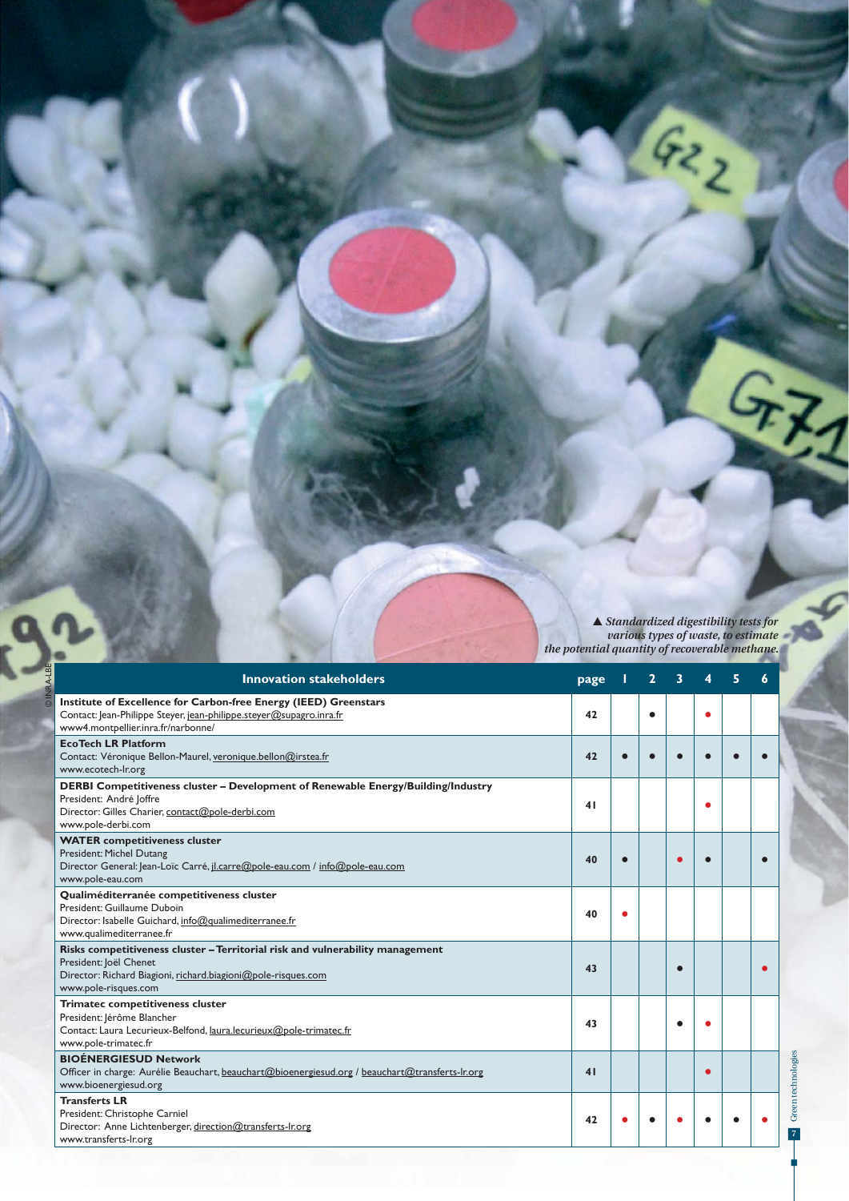▲ *Standardized digestibility tests for various types of waste, to estimate the potential quantity of recoverable methane.*

© INRA-LBE

| Innovation stakeholders | page | 1 | 2 | 3 | 4 | 5 | 6 |
|---|---|---|---|---|---|---|---|
| **Institute of Excellence for Carbon-free Energy (IEED) Greenstars**<br>Contact: Jean-Philippe Steyer, jean-philippe.steyer@supagro.inra.fr<br>www4.montpellier.inra.fr/narbonne/ | 42 | | ● | | ● | | |
| **EcoTech LR Platform**<br>Contact: Véronique Bellon-Maurel, veronique.bellon@irstea.fr<br>www.ecotech-lr.org | 42 | ● | ● | ● | ● | ● | ● |
| **DERBI Competitiveness cluster – Development of Renewable Energy/Building/Industry**<br>President: André Joffre<br>Director: Gilles Charier, contact@pole-derbi.com<br>www.pole-derbi.com | 41 | | | | ● | | |
| **WATER competitiveness cluster**<br>President: Michel Dutang<br>Director General: Jean-Loïc Carré, jl.carre@pole-eau.com / info@pole-eau.com<br>www.pole-eau.com | 40 | ● | | ● | ● | | ● |
| **Qualiméditerranée competitiveness cluster**<br>President: Guillaume Duboin<br>Director: Isabelle Guichard, info@qualimediterranee.fr<br>www.qualimediterranee.fr | 40 | ● | | | | | |
| **Risks competitiveness cluster – Territorial risk and vulnerability management**<br>President: Joël Chenet<br>Director: Richard Biagioni, richard.biagioni@pole-risques.com<br>www.pole-risques.com | 43 | | | ● | | | ● |
| **Trimatec competitiveness cluster**<br>President: Jérôme Blancher<br>Contact: Laura Lecurieux-Belfond, laura.lecurieux@pole-trimatec.fr<br>www.pole-trimatec.fr | 43 | | | ● | ● | | |
| **BIOÉNERGIESUD Network**<br>Officer in charge: Aurélie Beauchart, beauchart@bioenergiesud.org / beauchart@transferts-lr.org<br>www.bioenergiesud.org | 41 | | | | ● | | |
| **Transferts LR**<br>President: Christophe Carniel<br>Director: Anne Lichtenberger, direction@transferts-lr.org<br>www.transferts-lr.org | 42 | ● | ● | ● | ● | ● | ● |